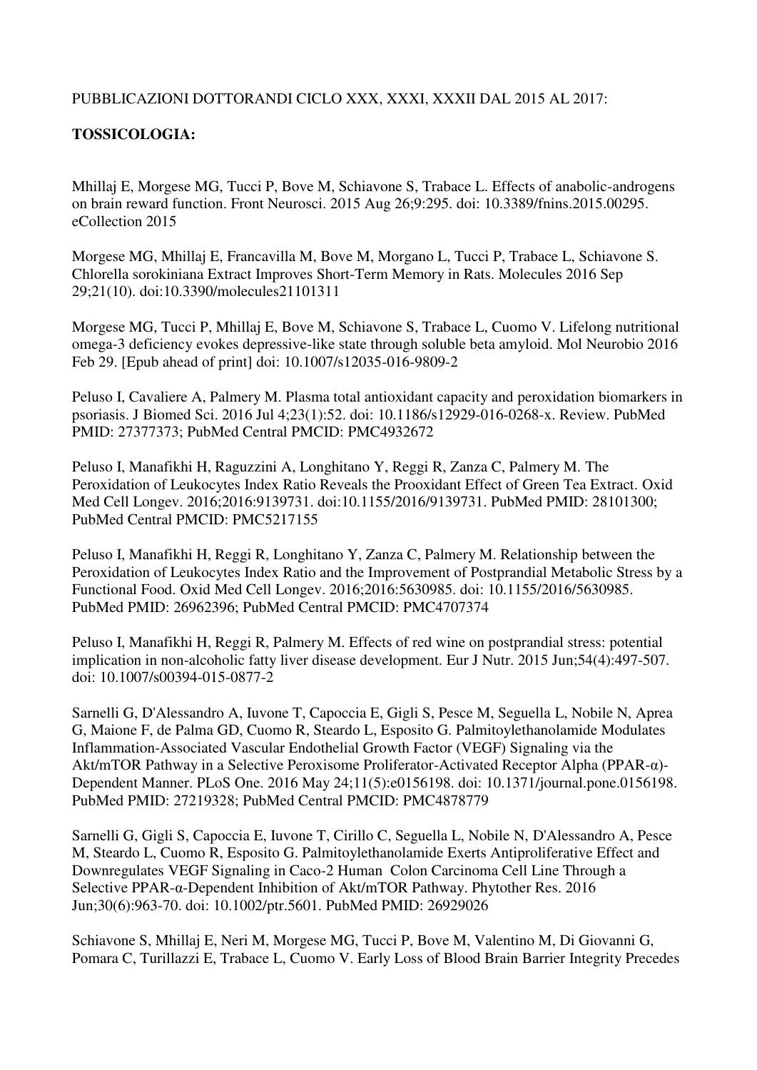PUBBLICAZIONI DOTTORANDI CICLO XXX, XXXI, XXXII DAL 2015 AL 2017:

**TOSSICOLOGIA:**

Mhillaj E, Morgese MG, Tucci P, Bove M, Schiavone S, Trabace L. Effects of anabolic-androgens on brain reward function. Front Neurosci. 2015 Aug 26;9:295. doi: 10.3389/fnins.2015.00295. eCollection 2015

Morgese MG, Mhillaj E, Francavilla M, Bove M, Morgano L, Tucci P, Trabace L, Schiavone S. Chlorella sorokiniana Extract Improves Short-Term Memory in Rats. Molecules 2016 Sep 29;21(10). doi:10.3390/molecules21101311

Morgese MG, Tucci P, Mhillaj E, Bove M, Schiavone S, Trabace L, Cuomo V. Lifelong nutritional omega-3 deficiency evokes depressive-like state through soluble beta amyloid. Mol Neurobio 2016 Feb 29. [Epub ahead of print] doi: 10.1007/s12035-016-9809-2

Peluso I, Cavaliere A, Palmery M. Plasma total antioxidant capacity and peroxidation biomarkers in psoriasis. J Biomed Sci. 2016 Jul 4;23(1):52. doi: 10.1186/s12929-016-0268-x. Review. PubMed PMID: 27377373; PubMed Central PMCID: PMC4932672

Peluso I, Manafikhi H, Raguzzini A, Longhitano Y, Reggi R, Zanza C, Palmery M. The Peroxidation of Leukocytes Index Ratio Reveals the Prooxidant Effect of Green Tea Extract. Oxid Med Cell Longev. 2016;2016:9139731. doi:10.1155/2016/9139731. PubMed PMID: 28101300; PubMed Central PMCID: PMC5217155

Peluso I, Manafikhi H, Reggi R, Longhitano Y, Zanza C, Palmery M. Relationship between the Peroxidation of Leukocytes Index Ratio and the Improvement of Postprandial Metabolic Stress by a Functional Food. Oxid Med Cell Longev. 2016;2016:5630985. doi: 10.1155/2016/5630985. PubMed PMID: 26962396; PubMed Central PMCID: PMC4707374

Peluso I, Manafikhi H, Reggi R, Palmery M. Effects of red wine on postprandial stress: potential implication in non-alcoholic fatty liver disease development. Eur J Nutr. 2015 Jun;54(4):497-507. doi: 10.1007/s00394-015-0877-2

Sarnelli G, D'Alessandro A, Iuvone T, Capoccia E, Gigli S, Pesce M, Seguella L, Nobile N, Aprea G, Maione F, de Palma GD, Cuomo R, Steardo L, Esposito G. Palmitoylethanolamide Modulates Inflammation-Associated Vascular Endothelial Growth Factor (VEGF) Signaling via the Akt/mTOR Pathway in a Selective Peroxisome Proliferator-Activated Receptor Alpha (PPAR-α)-Dependent Manner. PLoS One. 2016 May 24;11(5):e0156198. doi: 10.1371/journal.pone.0156198. PubMed PMID: 27219328; PubMed Central PMCID: PMC4878779

Sarnelli G, Gigli S, Capoccia E, Iuvone T, Cirillo C, Seguella L, Nobile N, D'Alessandro A, Pesce M, Steardo L, Cuomo R, Esposito G. Palmitoylethanolamide Exerts Antiproliferative Effect and Downregulates VEGF Signaling in Caco-2 Human Colon Carcinoma Cell Line Through a Selective PPAR-α-Dependent Inhibition of Akt/mTOR Pathway. Phytother Res. 2016 Jun;30(6):963-70. doi: 10.1002/ptr.5601. PubMed PMID: 26929026

Schiavone S, Mhillaj E, Neri M, Morgese MG, Tucci P, Bove M, Valentino M, Di Giovanni G, Pomara C, Turillazzi E, Trabace L, Cuomo V. Early Loss of Blood Brain Barrier Integrity Precedes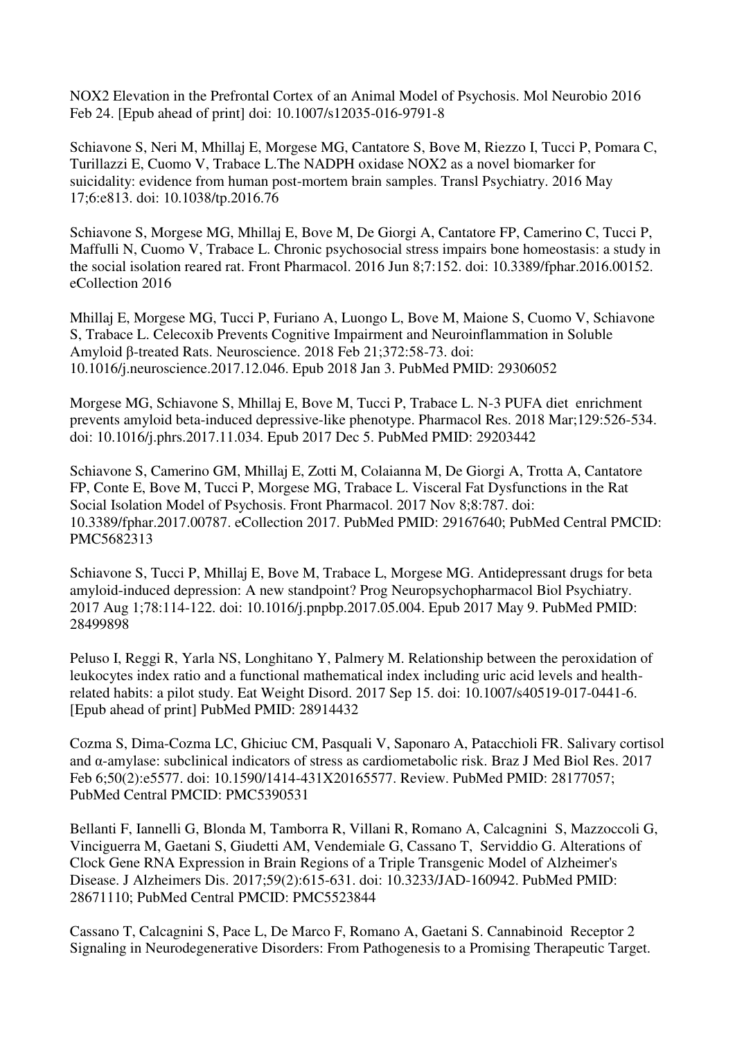NOX2 Elevation in the Prefrontal Cortex of an Animal Model of Psychosis. Mol Neurobio 2016 Feb 24. [Epub ahead of print] doi: 10.1007/s12035-016-9791-8

Schiavone S, Neri M, Mhillaj E, Morgese MG, Cantatore S, Bove M, Riezzo I, Tucci P, Pomara C, Turillazzi E, Cuomo V, Trabace L.The NADPH oxidase NOX2 as a novel biomarker for suicidality: evidence from human post-mortem brain samples. Transl Psychiatry. 2016 May 17;6:e813. doi: 10.1038/tp.2016.76

Schiavone S, Morgese MG, Mhillaj E, Bove M, De Giorgi A, Cantatore FP, Camerino C, Tucci P, Maffulli N, Cuomo V, Trabace L. Chronic psychosocial stress impairs bone homeostasis: a study in the social isolation reared rat. Front Pharmacol. 2016 Jun 8;7:152. doi: 10.3389/fphar.2016.00152. eCollection 2016

Mhillaj E, Morgese MG, Tucci P, Furiano A, Luongo L, Bove M, Maione S, Cuomo V, Schiavone S, Trabace L. Celecoxib Prevents Cognitive Impairment and Neuroinflammation in Soluble Amyloid β-treated Rats. Neuroscience. 2018 Feb 21;372:58-73. doi: 10.1016/j.neuroscience.2017.12.046. Epub 2018 Jan 3. PubMed PMID: 29306052

Morgese MG, Schiavone S, Mhillaj E, Bove M, Tucci P, Trabace L. N-3 PUFA diet enrichment prevents amyloid beta-induced depressive-like phenotype. Pharmacol Res. 2018 Mar;129:526-534. doi: 10.1016/j.phrs.2017.11.034. Epub 2017 Dec 5. PubMed PMID: 29203442

Schiavone S, Camerino GM, Mhillaj E, Zotti M, Colaianna M, De Giorgi A, Trotta A, Cantatore FP, Conte E, Bove M, Tucci P, Morgese MG, Trabace L. Visceral Fat Dysfunctions in the Rat Social Isolation Model of Psychosis. Front Pharmacol. 2017 Nov 8;8:787. doi: 10.3389/fphar.2017.00787. eCollection 2017. PubMed PMID: 29167640; PubMed Central PMCID: PMC5682313

Schiavone S, Tucci P, Mhillaj E, Bove M, Trabace L, Morgese MG. Antidepressant drugs for beta amyloid-induced depression: A new standpoint? Prog Neuropsychopharmacol Biol Psychiatry. 2017 Aug 1;78:114-122. doi: 10.1016/j.pnpbp.2017.05.004. Epub 2017 May 9. PubMed PMID: 28499898

Peluso I, Reggi R, Yarla NS, Longhitano Y, Palmery M. Relationship between the peroxidation of leukocytes index ratio and a functional mathematical index including uric acid levels and health-related habits: a pilot study. Eat Weight Disord. 2017 Sep 15. doi: 10.1007/s40519-017-0441-6. [Epub ahead of print] PubMed PMID: 28914432

Cozma S, Dima-Cozma LC, Ghiciuc CM, Pasquali V, Saponaro A, Patacchioli FR. Salivary cortisol and α-amylase: subclinical indicators of stress as cardiometabolic risk. Braz J Med Biol Res. 2017 Feb 6;50(2):e5577. doi: 10.1590/1414-431X20165577. Review. PubMed PMID: 28177057; PubMed Central PMCID: PMC5390531

Bellanti F, Iannelli G, Blonda M, Tamborra R, Villani R, Romano A, Calcagnini S, Mazzoccoli G, Vinciguerra M, Gaetani S, Giudetti AM, Vendemiale G, Cassano T, Serviddio G. Alterations of Clock Gene RNA Expression in Brain Regions of a Triple Transgenic Model of Alzheimer's Disease. J Alzheimers Dis. 2017;59(2):615-631. doi: 10.3233/JAD-160942. PubMed PMID: 28671110; PubMed Central PMCID: PMC5523844

Cassano T, Calcagnini S, Pace L, De Marco F, Romano A, Gaetani S. Cannabinoid Receptor 2 Signaling in Neurodegenerative Disorders: From Pathogenesis to a Promising Therapeutic Target.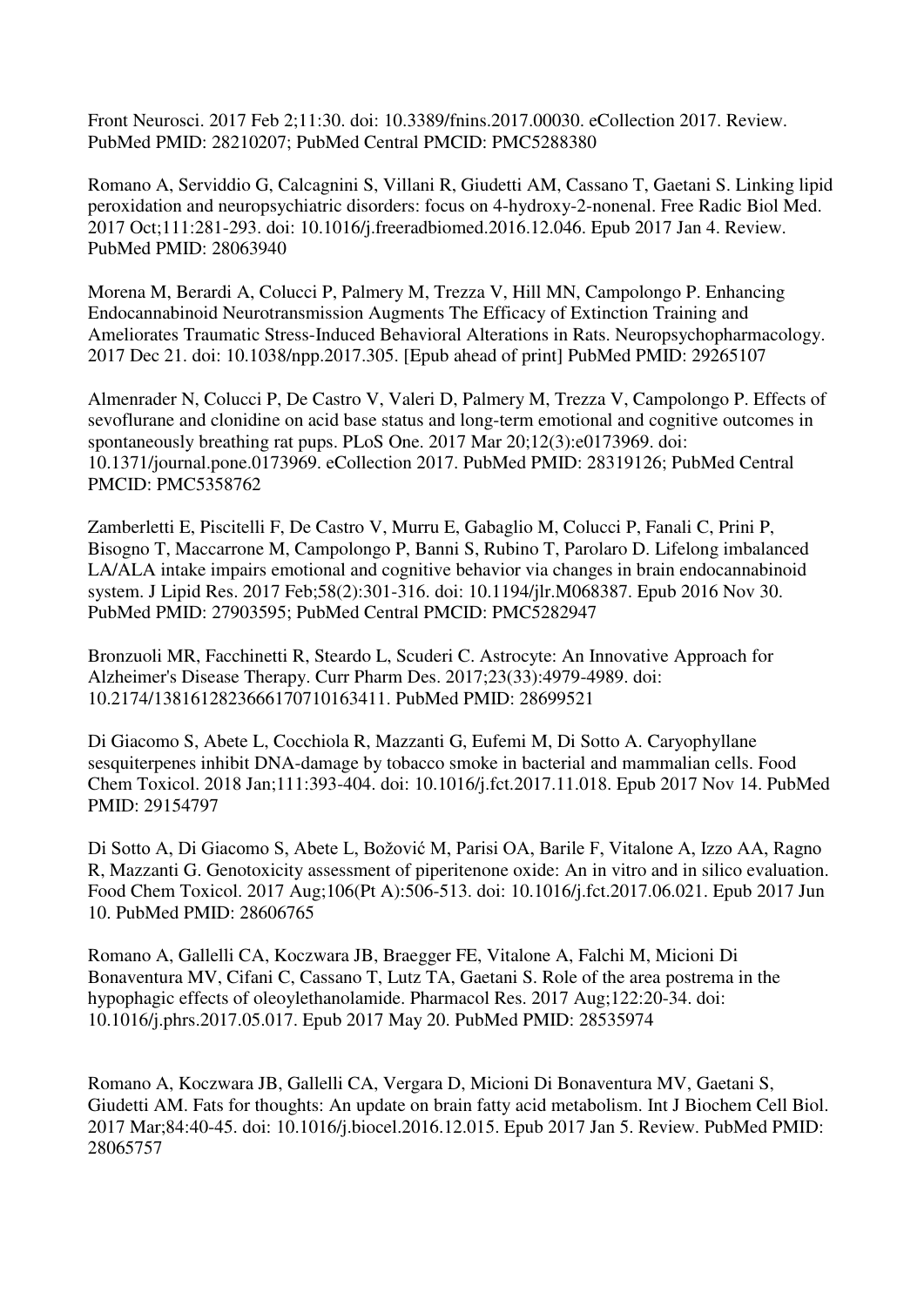Front Neurosci. 2017 Feb 2;11:30. doi: 10.3389/fnins.2017.00030. eCollection 2017. Review. PubMed PMID: 28210207; PubMed Central PMCID: PMC5288380

Romano A, Serviddio G, Calcagnini S, Villani R, Giudetti AM, Cassano T, Gaetani S. Linking lipid peroxidation and neuropsychiatric disorders: focus on 4-hydroxy-2-nonenal. Free Radic Biol Med. 2017 Oct;111:281-293. doi: 10.1016/j.freeradbiomed.2016.12.046. Epub 2017 Jan 4. Review. PubMed PMID: 28063940

Morena M, Berardi A, Colucci P, Palmery M, Trezza V, Hill MN, Campolongo P. Enhancing Endocannabinoid Neurotransmission Augments The Efficacy of Extinction Training and Ameliorates Traumatic Stress-Induced Behavioral Alterations in Rats. Neuropsychopharmacology. 2017 Dec 21. doi: 10.1038/npp.2017.305. [Epub ahead of print] PubMed PMID: 29265107

Almenrader N, Colucci P, De Castro V, Valeri D, Palmery M, Trezza V, Campolongo P. Effects of sevoflurane and clonidine on acid base status and long-term emotional and cognitive outcomes in spontaneously breathing rat pups. PLoS One. 2017 Mar 20;12(3):e0173969. doi: 10.1371/journal.pone.0173969. eCollection 2017. PubMed PMID: 28319126; PubMed Central PMCID: PMC5358762

Zamberletti E, Piscitelli F, De Castro V, Murru E, Gabaglio M, Colucci P, Fanali C, Prini P, Bisogno T, Maccarrone M, Campolongo P, Banni S, Rubino T, Parolaro D. Lifelong imbalanced LA/ALA intake impairs emotional and cognitive behavior via changes in brain endocannabinoid system. J Lipid Res. 2017 Feb;58(2):301-316. doi: 10.1194/jlr.M068387. Epub 2016 Nov 30. PubMed PMID: 27903595; PubMed Central PMCID: PMC5282947

Bronzuoli MR, Facchinetti R, Steardo L, Scuderi C. Astrocyte: An Innovative Approach for Alzheimer's Disease Therapy. Curr Pharm Des. 2017;23(33):4979-4989. doi: 10.2174/1381612823666170710163411. PubMed PMID: 28699521

Di Giacomo S, Abete L, Cocchiola R, Mazzanti G, Eufemi M, Di Sotto A. Caryophyllane sesquiterpenes inhibit DNA-damage by tobacco smoke in bacterial and mammalian cells. Food Chem Toxicol. 2018 Jan;111:393-404. doi: 10.1016/j.fct.2017.11.018. Epub 2017 Nov 14. PubMed PMID: 29154797

Di Sotto A, Di Giacomo S, Abete L, Božović M, Parisi OA, Barile F, Vitalone A, Izzo AA, Ragno R, Mazzanti G. Genotoxicity assessment of piperitenone oxide: An in vitro and in silico evaluation. Food Chem Toxicol. 2017 Aug;106(Pt A):506-513. doi: 10.1016/j.fct.2017.06.021. Epub 2017 Jun 10. PubMed PMID: 28606765

Romano A, Gallelli CA, Koczwara JB, Braegger FE, Vitalone A, Falchi M, Micioni Di Bonaventura MV, Cifani C, Cassano T, Lutz TA, Gaetani S. Role of the area postrema in the hypophagic effects of oleoylethanolamide. Pharmacol Res. 2017 Aug;122:20-34. doi: 10.1016/j.phrs.2017.05.017. Epub 2017 May 20. PubMed PMID: 28535974

Romano A, Koczwara JB, Gallelli CA, Vergara D, Micioni Di Bonaventura MV, Gaetani S, Giudetti AM. Fats for thoughts: An update on brain fatty acid metabolism. Int J Biochem Cell Biol. 2017 Mar;84:40-45. doi: 10.1016/j.biocel.2016.12.015. Epub 2017 Jan 5. Review. PubMed PMID: 28065757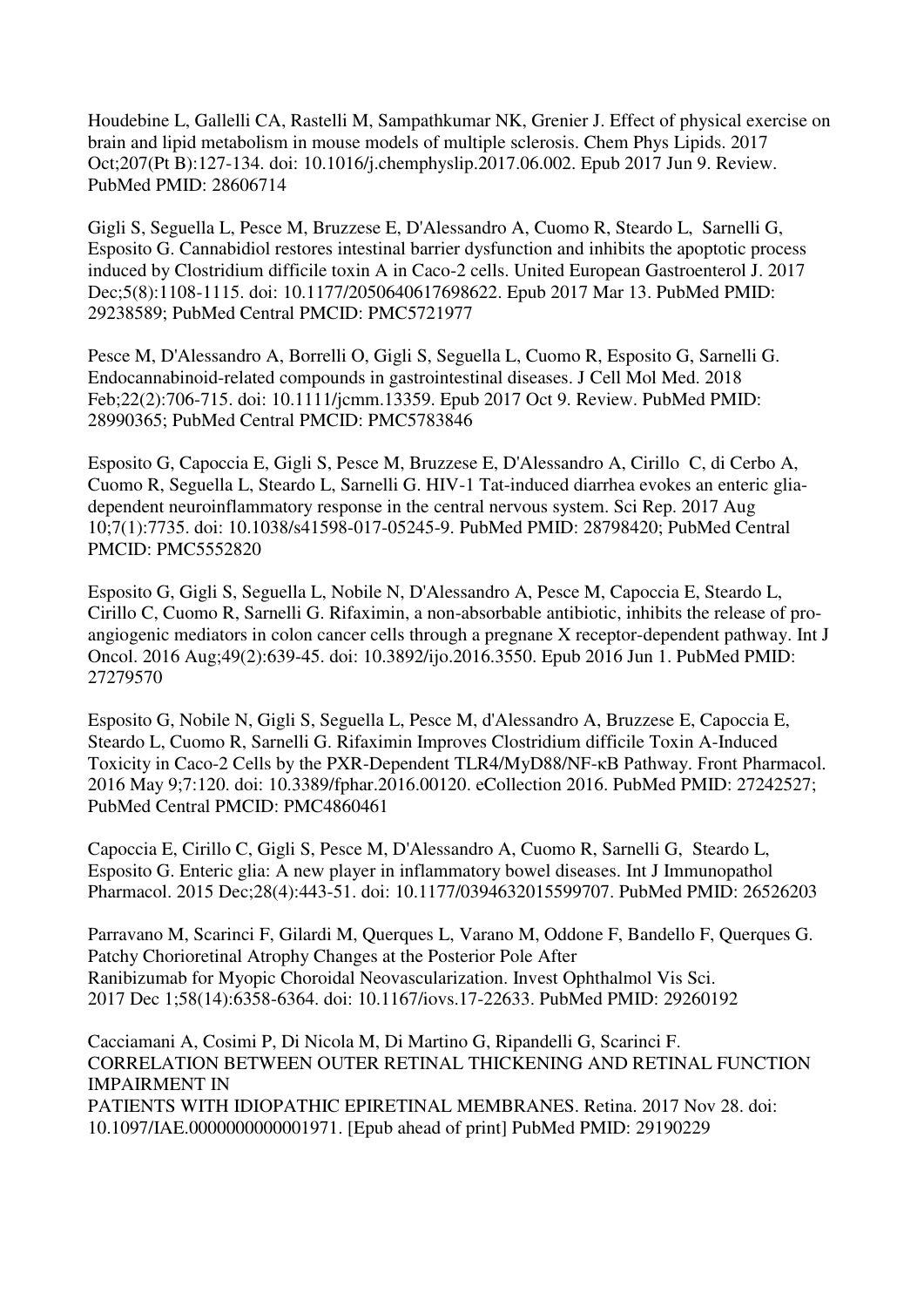Houdebine L, Gallelli CA, Rastelli M, Sampathkumar NK, Grenier J. Effect of physical exercise on brain and lipid metabolism in mouse models of multiple sclerosis. Chem Phys Lipids. 2017 Oct;207(Pt B):127-134. doi: 10.1016/j.chemphyslip.2017.06.002. Epub 2017 Jun 9. Review. PubMed PMID: 28606714

Gigli S, Seguella L, Pesce M, Bruzzese E, D'Alessandro A, Cuomo R, Steardo L, Sarnelli G, Esposito G. Cannabidiol restores intestinal barrier dysfunction and inhibits the apoptotic process induced by Clostridium difficile toxin A in Caco-2 cells. United European Gastroenterol J. 2017 Dec;5(8):1108-1115. doi: 10.1177/2050640617698622. Epub 2017 Mar 13. PubMed PMID: 29238589; PubMed Central PMCID: PMC5721977

Pesce M, D'Alessandro A, Borrelli O, Gigli S, Seguella L, Cuomo R, Esposito G, Sarnelli G. Endocannabinoid-related compounds in gastrointestinal diseases. J Cell Mol Med. 2018 Feb;22(2):706-715. doi: 10.1111/jcmm.13359. Epub 2017 Oct 9. Review. PubMed PMID: 28990365; PubMed Central PMCID: PMC5783846

Esposito G, Capoccia E, Gigli S, Pesce M, Bruzzese E, D'Alessandro A, Cirillo C, di Cerbo A, Cuomo R, Seguella L, Steardo L, Sarnelli G. HIV-1 Tat-induced diarrhea evokes an enteric glia-dependent neuroinflammatory response in the central nervous system. Sci Rep. 2017 Aug 10;7(1):7735. doi: 10.1038/s41598-017-05245-9. PubMed PMID: 28798420; PubMed Central PMCID: PMC5552820

Esposito G, Gigli S, Seguella L, Nobile N, D'Alessandro A, Pesce M, Capoccia E, Steardo L, Cirillo C, Cuomo R, Sarnelli G. Rifaximin, a non-absorbable antibiotic, inhibits the release of pro-angiogenic mediators in colon cancer cells through a pregnane X receptor-dependent pathway. Int J Oncol. 2016 Aug;49(2):639-45. doi: 10.3892/ijo.2016.3550. Epub 2016 Jun 1. PubMed PMID: 27279570

Esposito G, Nobile N, Gigli S, Seguella L, Pesce M, d'Alessandro A, Bruzzese E, Capoccia E, Steardo L, Cuomo R, Sarnelli G. Rifaximin Improves Clostridium difficile Toxin A-Induced Toxicity in Caco-2 Cells by the PXR-Dependent TLR4/MyD88/NF-κB Pathway. Front Pharmacol. 2016 May 9;7:120. doi: 10.3389/fphar.2016.00120. eCollection 2016. PubMed PMID: 27242527; PubMed Central PMCID: PMC4860461

Capoccia E, Cirillo C, Gigli S, Pesce M, D'Alessandro A, Cuomo R, Sarnelli G, Steardo L, Esposito G. Enteric glia: A new player in inflammatory bowel diseases. Int J Immunopathol Pharmacol. 2015 Dec;28(4):443-51. doi: 10.1177/0394632015599707. PubMed PMID: 26526203

Parravano M, Scarinci F, Gilardi M, Querques L, Varano M, Oddone F, Bandello F, Querques G. Patchy Chorioretinal Atrophy Changes at the Posterior Pole After Ranibizumab for Myopic Choroidal Neovascularization. Invest Ophthalmol Vis Sci. 2017 Dec 1;58(14):6358-6364. doi: 10.1167/iovs.17-22633. PubMed PMID: 29260192

Cacciamani A, Cosimi P, Di Nicola M, Di Martino G, Ripandelli G, Scarinci F. CORRELATION BETWEEN OUTER RETINAL THICKENING AND RETINAL FUNCTION IMPAIRMENT IN PATIENTS WITH IDIOPATHIC EPIRETINAL MEMBRANES. Retina. 2017 Nov 28. doi: 10.1097/IAE.0000000000001971. [Epub ahead of print] PubMed PMID: 29190229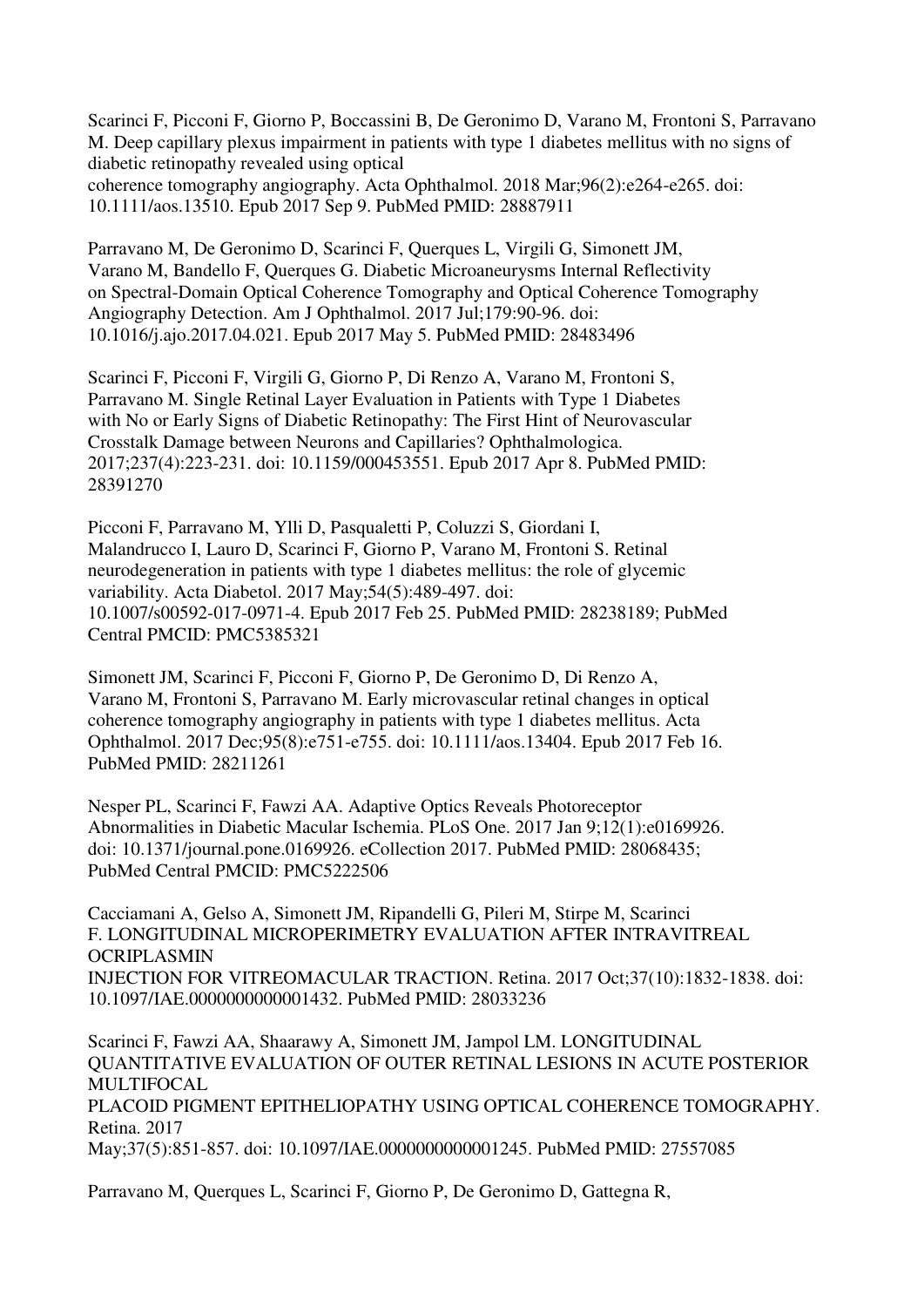Scarinci F, Picconi F, Giorno P, Boccassini B, De Geronimo D, Varano M, Frontoni S, Parravano M. Deep capillary plexus impairment in patients with type 1 diabetes mellitus with no signs of diabetic retinopathy revealed using optical coherence tomography angiography. Acta Ophthalmol. 2018 Mar;96(2):e264-e265. doi: 10.1111/aos.13510. Epub 2017 Sep 9. PubMed PMID: 28887911

Parravano M, De Geronimo D, Scarinci F, Querques L, Virgili G, Simonett JM, Varano M, Bandello F, Querques G. Diabetic Microaneurysms Internal Reflectivity on Spectral-Domain Optical Coherence Tomography and Optical Coherence Tomography Angiography Detection. Am J Ophthalmol. 2017 Jul;179:90-96. doi: 10.1016/j.ajo.2017.04.021. Epub 2017 May 5. PubMed PMID: 28483496

Scarinci F, Picconi F, Virgili G, Giorno P, Di Renzo A, Varano M, Frontoni S, Parravano M. Single Retinal Layer Evaluation in Patients with Type 1 Diabetes with No or Early Signs of Diabetic Retinopathy: The First Hint of Neurovascular Crosstalk Damage between Neurons and Capillaries? Ophthalmologica. 2017;237(4):223-231. doi: 10.1159/000453551. Epub 2017 Apr 8. PubMed PMID: 28391270

Picconi F, Parravano M, Ylli D, Pasqualetti P, Coluzzi S, Giordani I, Malandrucco I, Lauro D, Scarinci F, Giorno P, Varano M, Frontoni S. Retinal neurodegeneration in patients with type 1 diabetes mellitus: the role of glycemic variability. Acta Diabetol. 2017 May;54(5):489-497. doi: 10.1007/s00592-017-0971-4. Epub 2017 Feb 25. PubMed PMID: 28238189; PubMed Central PMCID: PMC5385321

Simonett JM, Scarinci F, Picconi F, Giorno P, De Geronimo D, Di Renzo A, Varano M, Frontoni S, Parravano M. Early microvascular retinal changes in optical coherence tomography angiography in patients with type 1 diabetes mellitus. Acta Ophthalmol. 2017 Dec;95(8):e751-e755. doi: 10.1111/aos.13404. Epub 2017 Feb 16. PubMed PMID: 28211261

Nesper PL, Scarinci F, Fawzi AA. Adaptive Optics Reveals Photoreceptor Abnormalities in Diabetic Macular Ischemia. PLoS One. 2017 Jan 9;12(1):e0169926. doi: 10.1371/journal.pone.0169926. eCollection 2017. PubMed PMID: 28068435; PubMed Central PMCID: PMC5222506

Cacciamani A, Gelso A, Simonett JM, Ripandelli G, Pileri M, Stirpe M, Scarinci F. LONGITUDINAL MICROPERIMETRY EVALUATION AFTER INTRAVITREAL OCRIPLASMIN INJECTION FOR VITREOMACULAR TRACTION. Retina. 2017 Oct;37(10):1832-1838. doi: 10.1097/IAE.0000000000001432. PubMed PMID: 28033236

Scarinci F, Fawzi AA, Shaarawy A, Simonett JM, Jampol LM. LONGITUDINAL QUANTITATIVE EVALUATION OF OUTER RETINAL LESIONS IN ACUTE POSTERIOR MULTIFOCAL PLACOID PIGMENT EPITHELIOPATHY USING OPTICAL COHERENCE TOMOGRAPHY. Retina. 2017 May;37(5):851-857. doi: 10.1097/IAE.0000000000001245. PubMed PMID: 27557085

Parravano M, Querques L, Scarinci F, Giorno P, De Geronimo D, Gattegna R,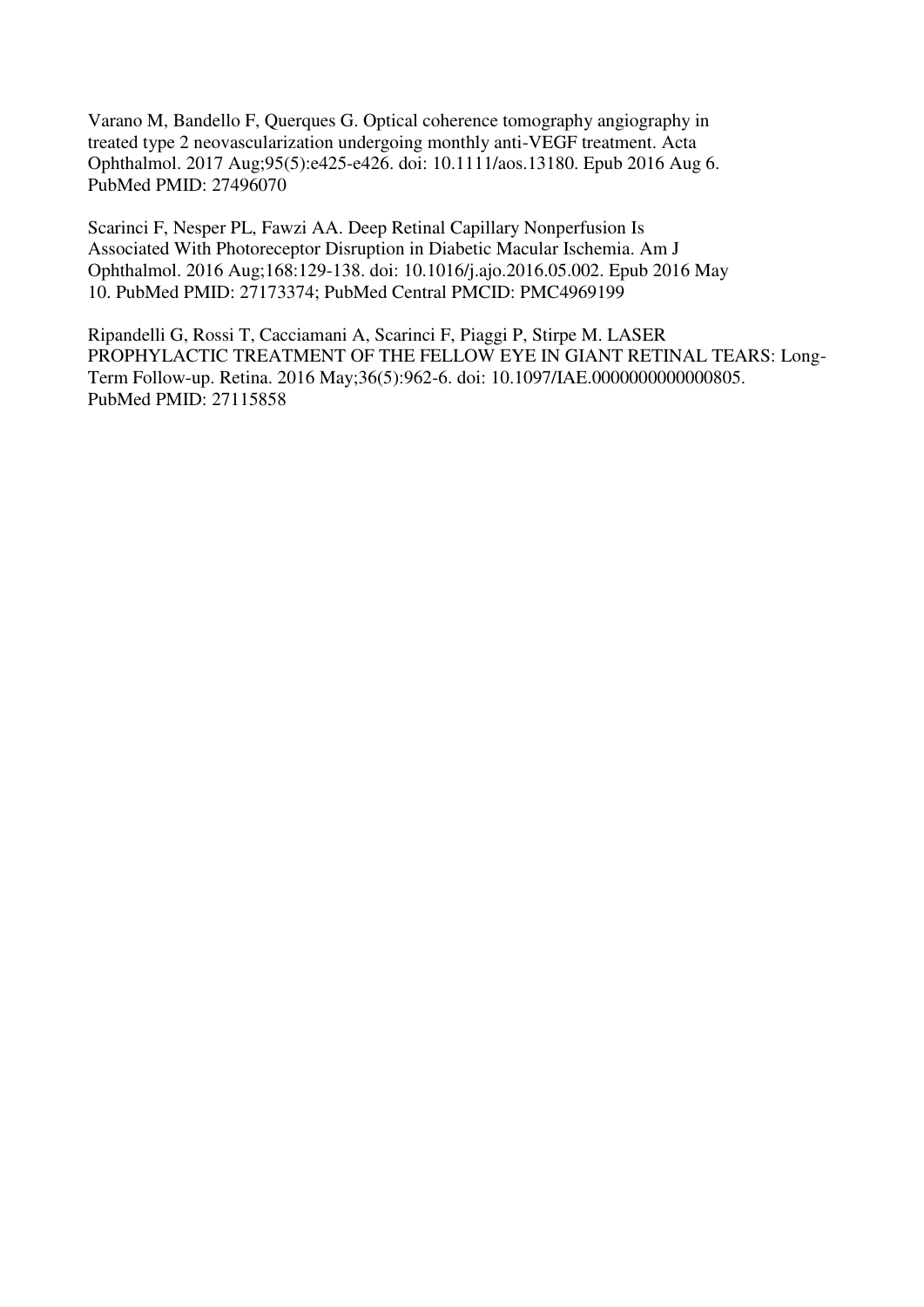Varano M, Bandello F, Querques G. Optical coherence tomography angiography in treated type 2 neovascularization undergoing monthly anti-VEGF treatment. Acta Ophthalmol. 2017 Aug;95(5):e425-e426. doi: 10.1111/aos.13180. Epub 2016 Aug 6. PubMed PMID: 27496070

Scarinci F, Nesper PL, Fawzi AA. Deep Retinal Capillary Nonperfusion Is Associated With Photoreceptor Disruption in Diabetic Macular Ischemia. Am J Ophthalmol. 2016 Aug;168:129-138. doi: 10.1016/j.ajo.2016.05.002. Epub 2016 May 10. PubMed PMID: 27173374; PubMed Central PMCID: PMC4969199

Ripandelli G, Rossi T, Cacciamani A, Scarinci F, Piaggi P, Stirpe M. LASER PROPHYLACTIC TREATMENT OF THE FELLOW EYE IN GIANT RETINAL TEARS: Long-Term Follow-up. Retina. 2016 May;36(5):962-6. doi: 10.1097/IAE.0000000000000805. PubMed PMID: 27115858